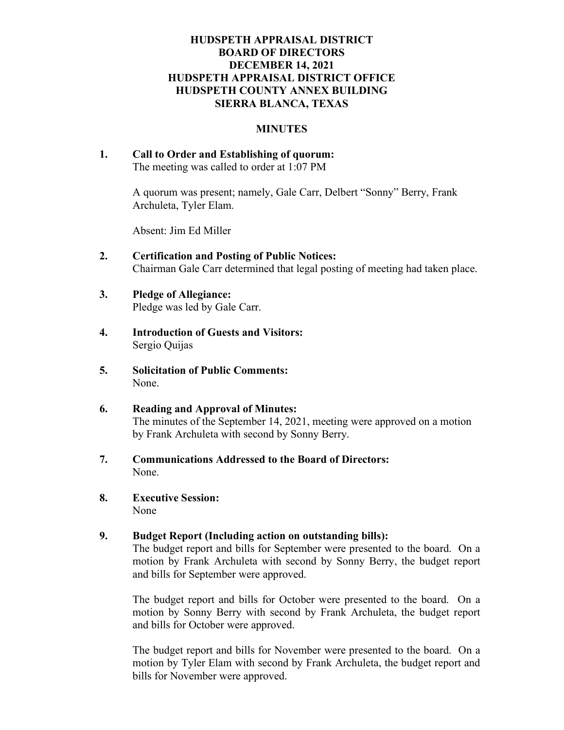# HUDSPETH APPRAISAL DISTRICT
# BOARD OF DIRECTORS
# DECEMBER 14, 2021
# HUDSPETH APPRAISAL DISTRICT OFFICE
# HUDSPETH COUNTY ANNEX BUILDING
# SIERRA BLANCA, TEXAS

## MINUTES

**1. Call to Order and Establishing of quorum:**
The meeting was called to order at 1:07 PM

A quorum was present; namely, Gale Carr, Delbert "Sonny" Berry, Frank Archuleta, Tyler Elam.

Absent: Jim Ed Miller

**2. Certification and Posting of Public Notices:**
Chairman Gale Carr determined that legal posting of meeting had taken place.

**3. Pledge of Allegiance:**
Pledge was led by Gale Carr.

**4. Introduction of Guests and Visitors:**
Sergio Quijas

**5. Solicitation of Public Comments:**
None.

**6. Reading and Approval of Minutes:**
The minutes of the September 14, 2021, meeting were approved on a motion by Frank Archuleta with second by Sonny Berry.

**7. Communications Addressed to the Board of Directors:**
None.

**8. Executive Session:**
None

**9. Budget Report (Including action on outstanding bills):**
The budget report and bills for September were presented to the board. On a motion by Frank Archuleta with second by Sonny Berry, the budget report and bills for September were approved.

The budget report and bills for October were presented to the board. On a motion by Sonny Berry with second by Frank Archuleta, the budget report and bills for October were approved.

The budget report and bills for November were presented to the board. On a motion by Tyler Elam with second by Frank Archuleta, the budget report and bills for November were approved.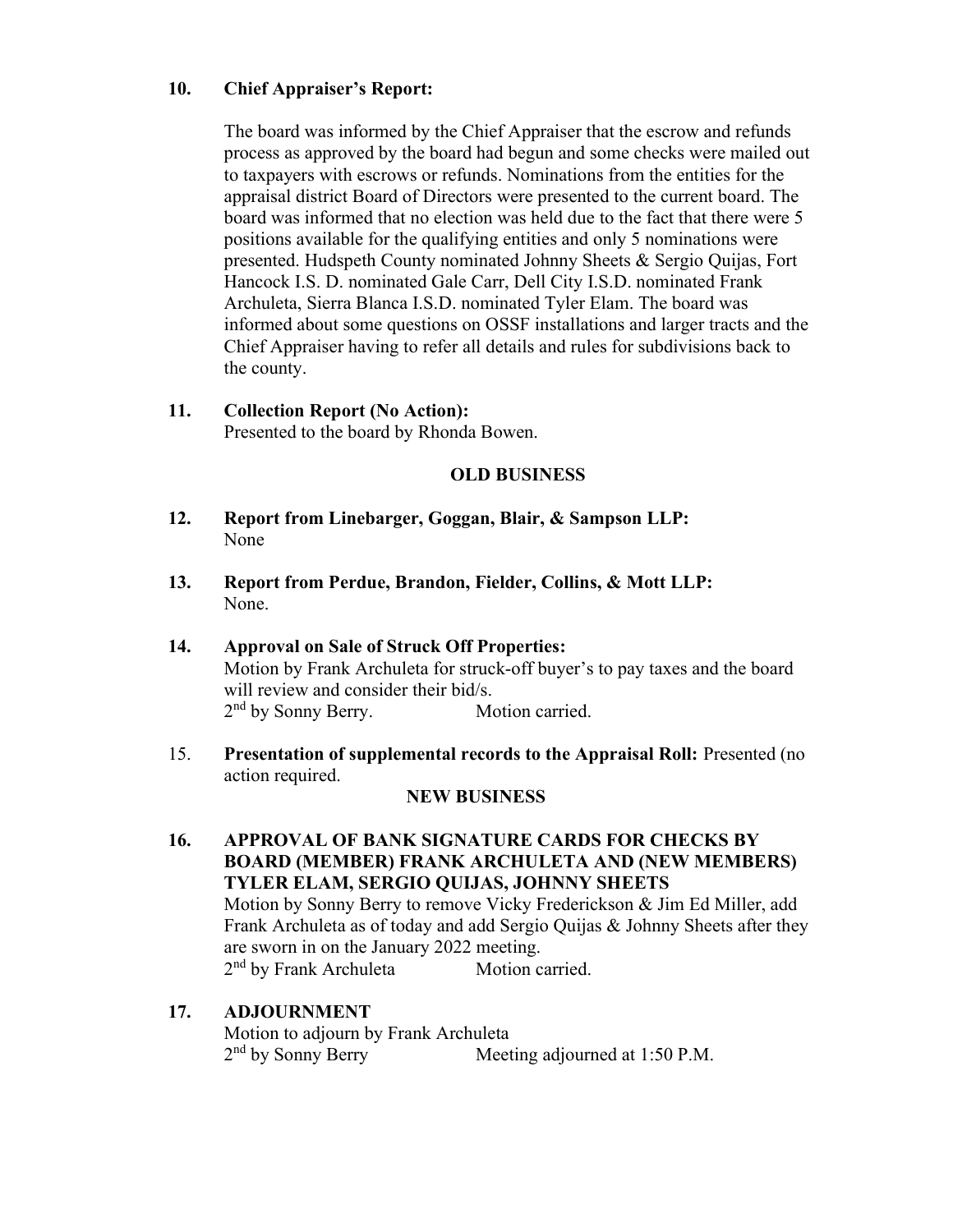**10. Chief Appraiser's Report:**

The board was informed by the Chief Appraiser that the escrow and refunds process as approved by the board had begun and some checks were mailed out to taxpayers with escrows or refunds. Nominations from the entities for the appraisal district Board of Directors were presented to the current board. The board was informed that no election was held due to the fact that there were 5 positions available for the qualifying entities and only 5 nominations were presented. Hudspeth County nominated Johnny Sheets & Sergio Quijas, Fort Hancock I.S. D. nominated Gale Carr, Dell City I.S.D. nominated Frank Archuleta, Sierra Blanca I.S.D. nominated Tyler Elam. The board was informed about some questions on OSSF installations and larger tracts and the Chief Appraiser having to refer all details and rules for subdivisions back to the county.

**11. Collection Report (No Action):**
Presented to the board by Rhonda Bowen.

**OLD BUSINESS**

**12. Report from Linebarger, Goggan, Blair, & Sampson LLP:**
None

**13. Report from Perdue, Brandon, Fielder, Collins, & Mott LLP:**
None.

**14. Approval on Sale of Struck Off Properties:**
Motion by Frank Archuleta for struck-off buyer's to pay taxes and the board will review and consider their bid/s.
2nd by Sonny Berry. Motion carried.

15. **Presentation of supplemental records to the Appraisal Roll:** Presented (no action required.

**NEW BUSINESS**

**16. APPROVAL OF BANK SIGNATURE CARDS FOR CHECKS BY BOARD (MEMBER) FRANK ARCHULETA AND (NEW MEMBERS) TYLER ELAM, SERGIO QUIJAS, JOHNNY SHEETS**
Motion by Sonny Berry to remove Vicky Frederickson & Jim Ed Miller, add Frank Archuleta as of today and add Sergio Quijas & Johnny Sheets after they are sworn in on the January 2022 meeting.
2nd by Frank Archuleta Motion carried.

**17. ADJOURNMENT**
Motion to adjourn by Frank Archuleta
2nd by Sonny Berry Meeting adjourned at 1:50 P.M.